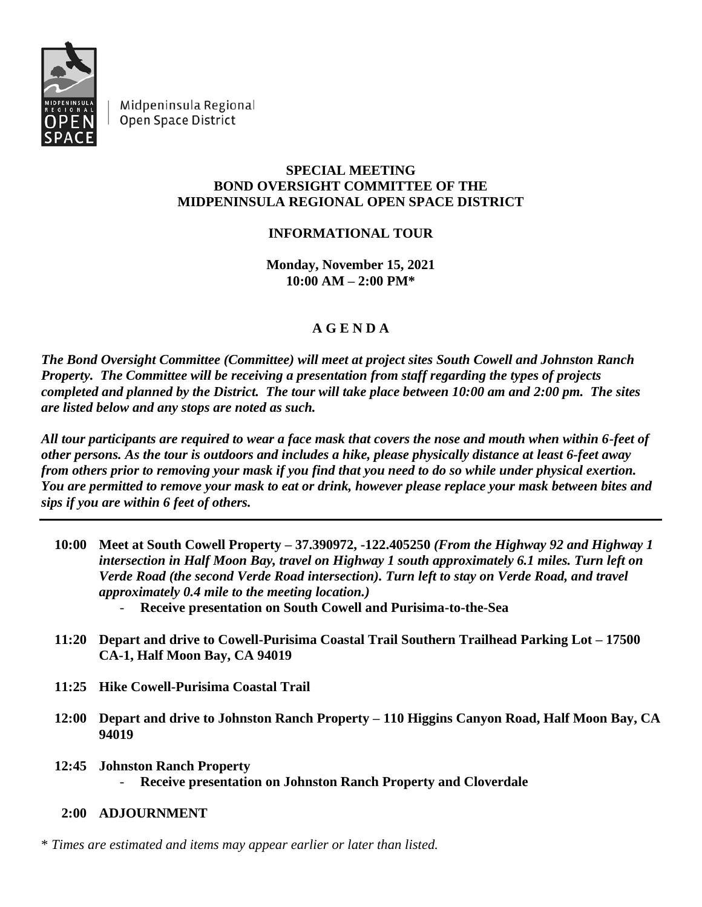Midpeninsula Regional Open Space District

**SPECIAL MEETING**
**BOND OVERSIGHT COMMITTEE OF THE MIDPENINSULA REGIONAL OPEN SPACE DISTRICT**

**INFORMATIONAL TOUR**

**Monday, November 15, 2021**
**10:00 AM – 2:00 PM***

# A G E N D A

***The Bond Oversight Committee (Committee) will meet at project sites South Cowell and Johnston Ranch Property. The Committee will be receiving a presentation from staff regarding the types of projects completed and planned by the District. The tour will take place between 10:00 am and 2:00 pm. The sites are listed below and any stops are noted as such.***

***All tour participants are required to wear a face mask that covers the nose and mouth when within 6-feet of other persons. As the tour is outdoors and includes a hike, please physically distance at least 6-feet away from others prior to removing your mask if you find that you need to do so while under physical exertion. You are permitted to remove your mask to eat or drink, however please replace your mask between bites and sips if you are within 6 feet of others.***

---

**10:00 Meet at South Cowell Property – 37.390972, -122.405250** ***(From the Highway 92 and Highway 1 intersection in Half Moon Bay, travel on Highway 1 south approximately 6.1 miles. Turn left on Verde Road (the second Verde Road intersection). Turn left to stay on Verde Road, and travel approximately 0.4 mile to the meeting location.)***

- **Receive presentation on South Cowell and Purisima-to-the-Sea**

**11:20 Depart and drive to Cowell-Purisima Coastal Trail Southern Trailhead Parking Lot – 17500 CA-1, Half Moon Bay, CA 94019**

**11:25 Hike Cowell-Purisima Coastal Trail**

**12:00 Depart and drive to Johnston Ranch Property – 110 Higgins Canyon Road, Half Moon Bay, CA 94019**

**12:45 Johnston Ranch Property**

- **Receive presentation on Johnston Ranch Property and Cloverdale**

**2:00 ADJOURNMENT**

* *Times are estimated and items may appear earlier or later than listed.*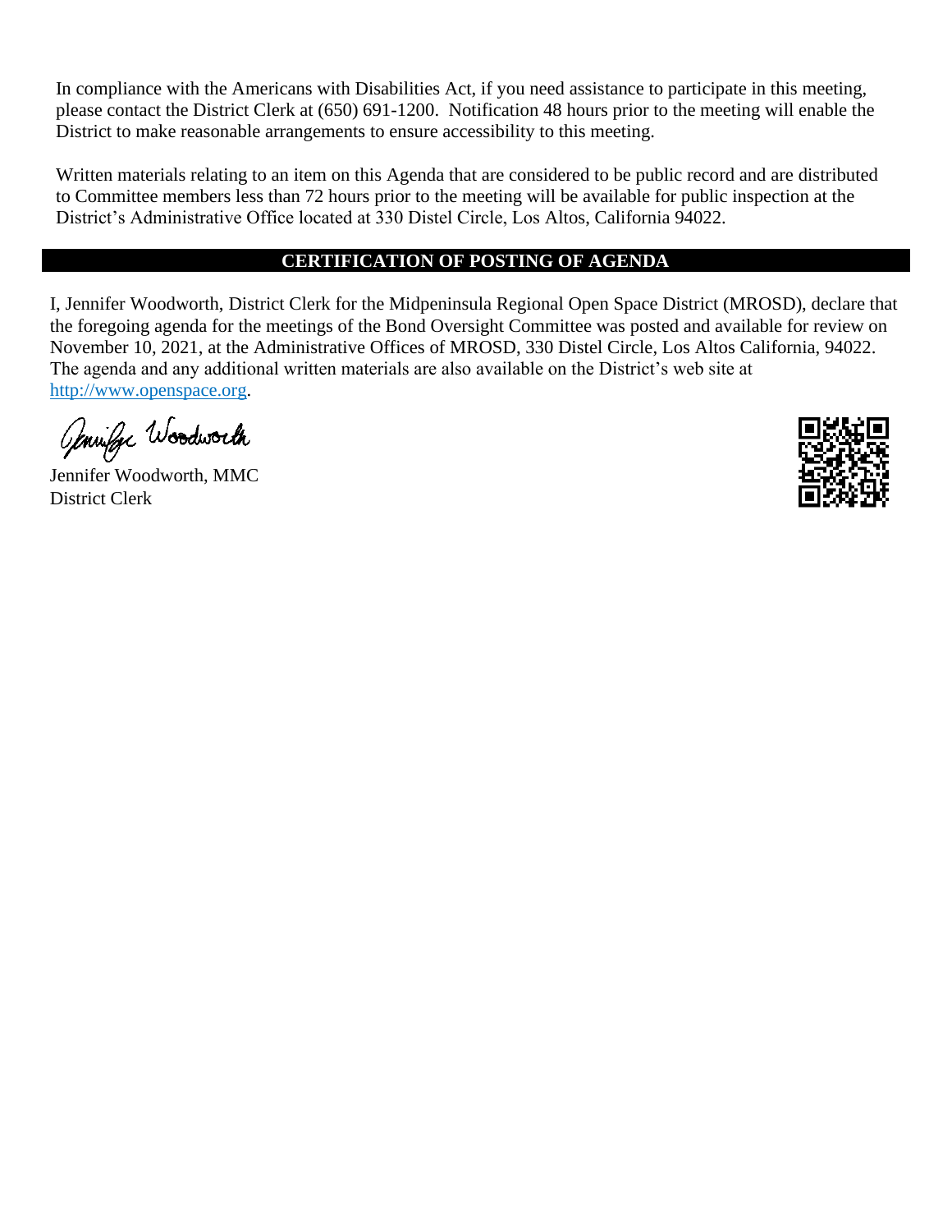In compliance with the Americans with Disabilities Act, if you need assistance to participate in this meeting, please contact the District Clerk at (650) 691-1200. Notification 48 hours prior to the meeting will enable the District to make reasonable arrangements to ensure accessibility to this meeting.

Written materials relating to an item on this Agenda that are considered to be public record and are distributed to Committee members less than 72 hours prior to the meeting will be available for public inspection at the District's Administrative Office located at 330 Distel Circle, Los Altos, California 94022.

## CERTIFICATION OF POSTING OF AGENDA

I, Jennifer Woodworth, District Clerk for the Midpeninsula Regional Open Space District (MROSD), declare that the foregoing agenda for the meetings of the Bond Oversight Committee was posted and available for review on November 10, 2021, at the Administrative Offices of MROSD, 330 Distel Circle, Los Altos California, 94022. The agenda and any additional written materials are also available on the District's web site at http://www.openspace.org.

Jennifer Woodworth, MMC
District Clerk